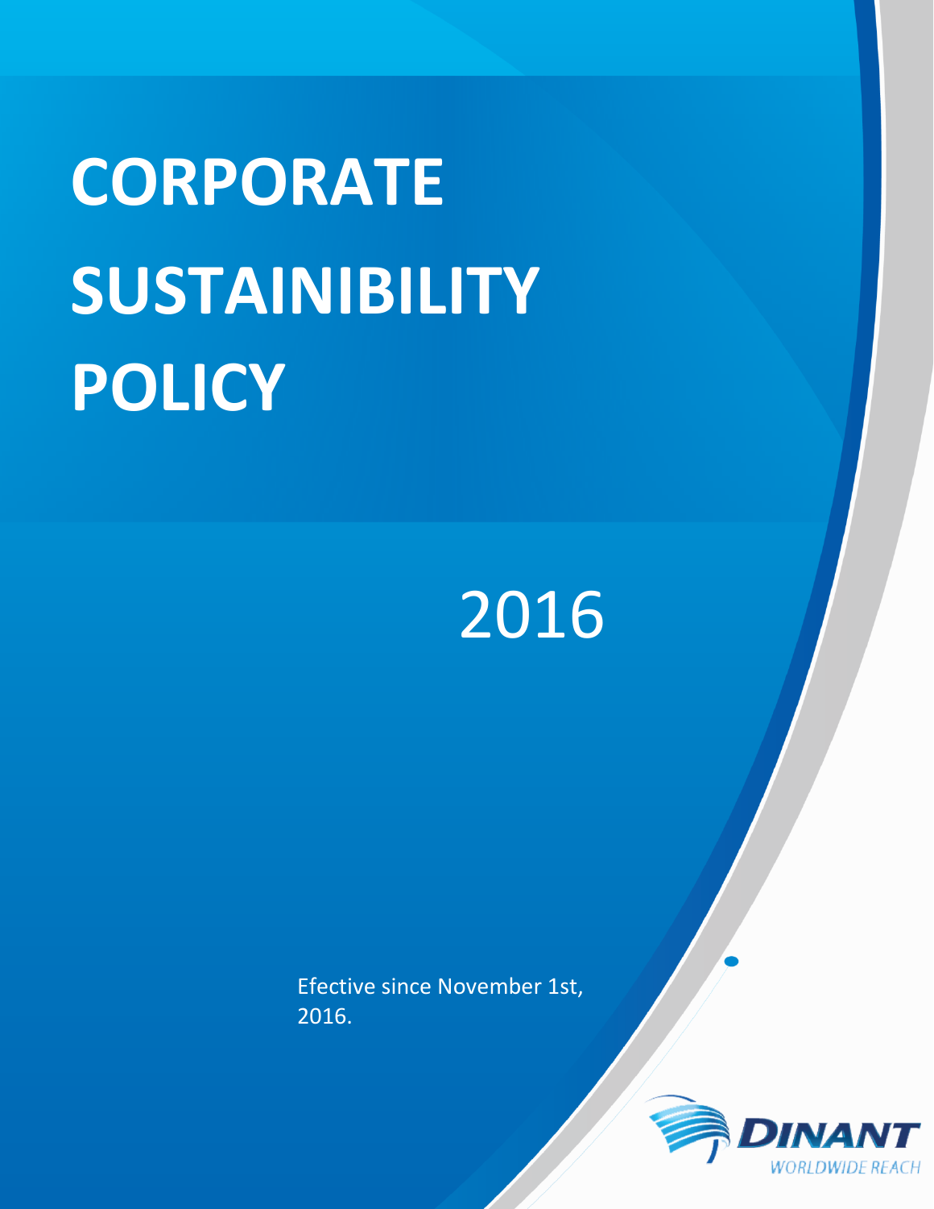# CORPORATE SUSTAINIBILITY POLICY

2016

Efective since November 1st, 2016.

DINANT
WORLDWIDE REACH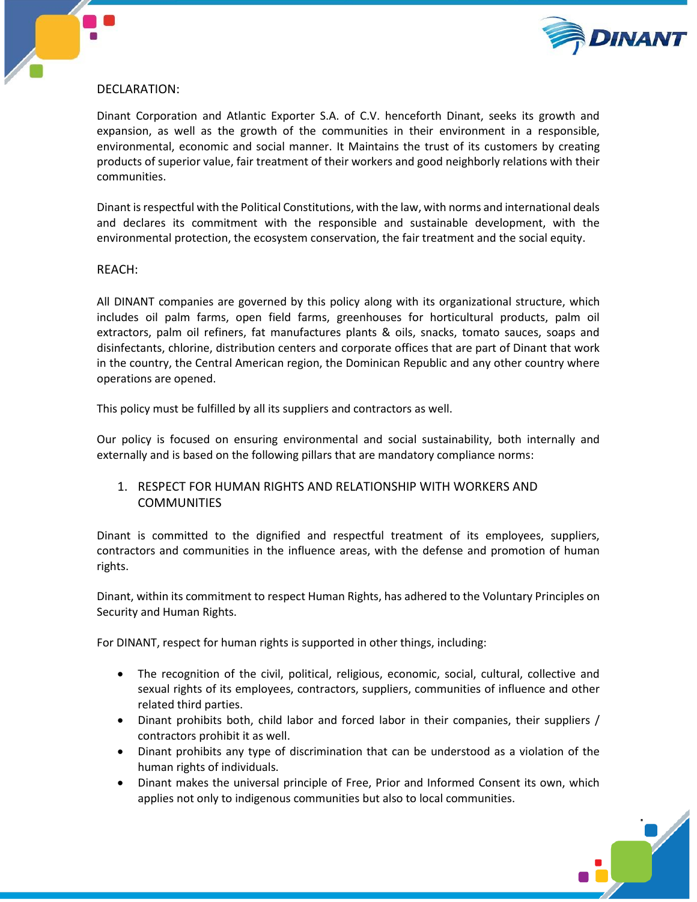DECLARATION:

Dinant Corporation and Atlantic Exporter S.A. of C.V. henceforth Dinant, seeks its growth and expansion, as well as the growth of the communities in their environment in a responsible, environmental, economic and social manner. It Maintains the trust of its customers by creating products of superior value, fair treatment of their workers and good neighborly relations with their communities.

Dinant is respectful with the Political Constitutions, with the law, with norms and international deals and declares its commitment with the responsible and sustainable development, with the environmental protection, the ecosystem conservation, the fair treatment and the social equity.

REACH:

All DINANT companies are governed by this policy along with its organizational structure, which includes oil palm farms, open field farms, greenhouses for horticultural products, palm oil extractors, palm oil refiners, fat manufactures plants & oils, snacks, tomato sauces, soaps and disinfectants, chlorine, distribution centers and corporate offices that are part of Dinant that work in the country, the Central American region, the Dominican Republic and any other country where operations are opened.

This policy must be fulfilled by all its suppliers and contractors as well.

Our policy is focused on ensuring environmental and social sustainability, both internally and externally and is based on the following pillars that are mandatory compliance norms:

1. RESPECT FOR HUMAN RIGHTS AND RELATIONSHIP WITH WORKERS AND COMMUNITIES

Dinant is committed to the dignified and respectful treatment of its employees, suppliers, contractors and communities in the influence areas, with the defense and promotion of human rights.

Dinant, within its commitment to respect Human Rights, has adhered to the Voluntary Principles on Security and Human Rights.

For DINANT, respect for human rights is supported in other things, including:

- The recognition of the civil, political, religious, economic, social, cultural, collective and sexual rights of its employees, contractors, suppliers, communities of influence and other related third parties.
- Dinant prohibits both, child labor and forced labor in their companies, their suppliers / contractors prohibit it as well.
- Dinant prohibits any type of discrimination that can be understood as a violation of the human rights of individuals.
- Dinant makes the universal principle of Free, Prior and Informed Consent its own, which applies not only to indigenous communities but also to local communities.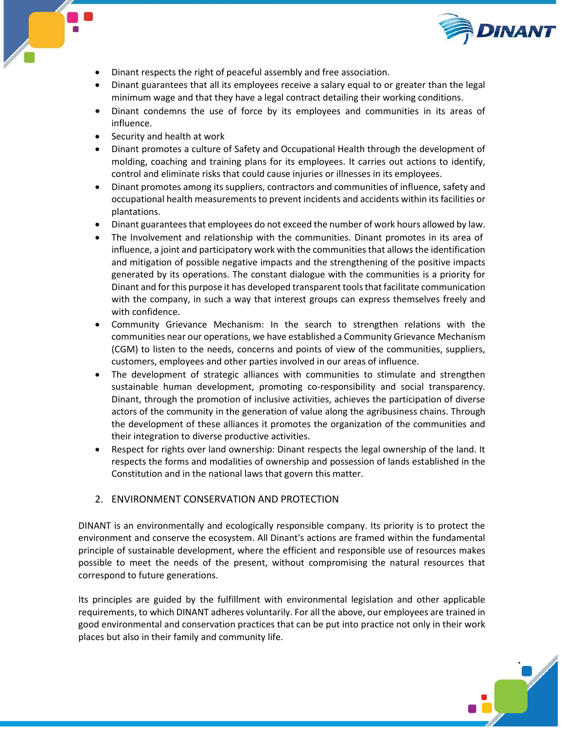- Dinant respects the right of peaceful assembly and free association.
- Dinant guarantees that all its employees receive a salary equal to or greater than the legal minimum wage and that they have a legal contract detailing their working conditions.
- Dinant condemns the use of force by its employees and communities in its areas of influence.
- Security and health at work
- Dinant promotes a culture of Safety and Occupational Health through the development of molding, coaching and training plans for its employees. It carries out actions to identify, control and eliminate risks that could cause injuries or illnesses in its employees.
- Dinant promotes among its suppliers, contractors and communities of influence, safety and occupational health measurements to prevent incidents and accidents within its facilities or plantations.
- Dinant guarantees that employees do not exceed the number of work hours allowed by law.
- The Involvement and relationship with the communities. Dinant promotes in its area of influence, a joint and participatory work with the communities that allows the identification and mitigation of possible negative impacts and the strengthening of the positive impacts generated by its operations. The constant dialogue with the communities is a priority for Dinant and for this purpose it has developed transparent tools that facilitate communication with the company, in such a way that interest groups can express themselves freely and with confidence.
- Community Grievance Mechanism: In the search to strengthen relations with the communities near our operations, we have established a Community Grievance Mechanism (CGM) to listen to the needs, concerns and points of view of the communities, suppliers, customers, employees and other parties involved in our areas of influence.
- The development of strategic alliances with communities to stimulate and strengthen sustainable human development, promoting co-responsibility and social transparency. Dinant, through the promotion of inclusive activities, achieves the participation of diverse actors of the community in the generation of value along the agribusiness chains. Through the development of these alliances it promotes the organization of the communities and their integration to diverse productive activities.
- Respect for rights over land ownership: Dinant respects the legal ownership of the land. It respects the forms and modalities of ownership and possession of lands established in the Constitution and in the national laws that govern this matter.

## 2. ENVIRONMENT CONSERVATION AND PROTECTION

DINANT is an environmentally and ecologically responsible company. Its priority is to protect the environment and conserve the ecosystem. All Dinant's actions are framed within the fundamental principle of sustainable development, where the efficient and responsible use of resources makes possible to meet the needs of the present, without compromising the natural resources that correspond to future generations.

Its principles are guided by the fulfillment with environmental legislation and other applicable requirements, to which DINANT adheres voluntarily. For all the above, our employees are trained in good environmental and conservation practices that can be put into practice not only in their work places but also in their family and community life.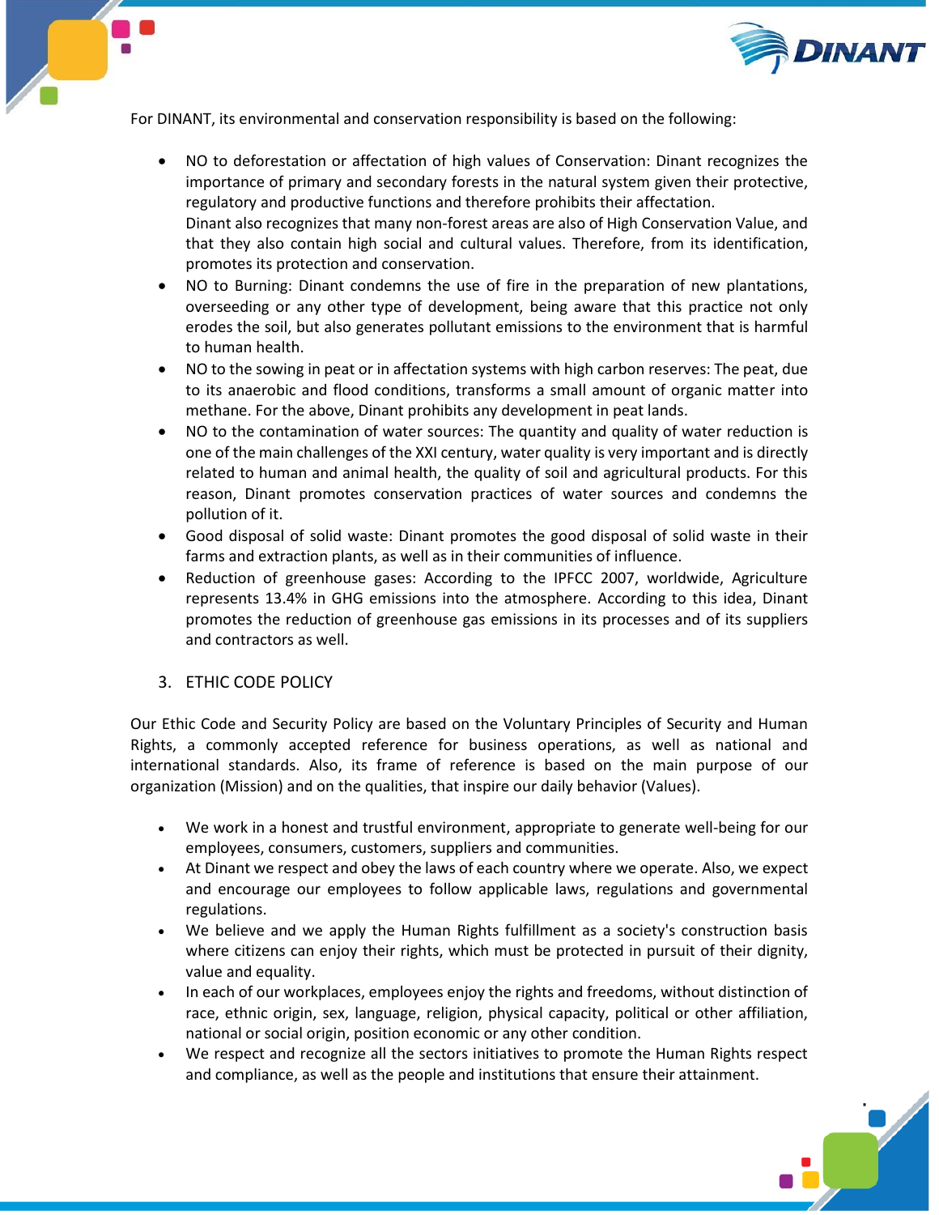For DINANT, its environmental and conservation responsibility is based on the following:

- NO to deforestation or affectation of high values of Conservation: Dinant recognizes the importance of primary and secondary forests in the natural system given their protective, regulatory and productive functions and therefore prohibits their affectation.
  Dinant also recognizes that many non-forest areas are also of High Conservation Value, and that they also contain high social and cultural values. Therefore, from its identification, promotes its protection and conservation.
- NO to Burning: Dinant condemns the use of fire in the preparation of new plantations, overseeding or any other type of development, being aware that this practice not only erodes the soil, but also generates pollutant emissions to the environment that is harmful to human health.
- NO to the sowing in peat or in affectation systems with high carbon reserves: The peat, due to its anaerobic and flood conditions, transforms a small amount of organic matter into methane. For the above, Dinant prohibits any development in peat lands.
- NO to the contamination of water sources: The quantity and quality of water reduction is one of the main challenges of the XXI century, water quality is very important and is directly related to human and animal health, the quality of soil and agricultural products. For this reason, Dinant promotes conservation practices of water sources and condemns the pollution of it.
- Good disposal of solid waste: Dinant promotes the good disposal of solid waste in their farms and extraction plants, as well as in their communities of influence.
- Reduction of greenhouse gases: According to the IPFCC 2007, worldwide, Agriculture represents 13.4% in GHG emissions into the atmosphere. According to this idea, Dinant promotes the reduction of greenhouse gas emissions in its processes and of its suppliers and contractors as well.

## 3. ETHIC CODE POLICY

Our Ethic Code and Security Policy are based on the Voluntary Principles of Security and Human Rights, a commonly accepted reference for business operations, as well as national and international standards. Also, its frame of reference is based on the main purpose of our organization (Mission) and on the qualities, that inspire our daily behavior (Values).

- We work in a honest and trustful environment, appropriate to generate well-being for our employees, consumers, customers, suppliers and communities.
- At Dinant we respect and obey the laws of each country where we operate. Also, we expect and encourage our employees to follow applicable laws, regulations and governmental regulations.
- We believe and we apply the Human Rights fulfillment as a society's construction basis where citizens can enjoy their rights, which must be protected in pursuit of their dignity, value and equality.
- In each of our workplaces, employees enjoy the rights and freedoms, without distinction of race, ethnic origin, sex, language, religion, physical capacity, political or other affiliation, national or social origin, position economic or any other condition.
- We respect and recognize all the sectors initiatives to promote the Human Rights respect and compliance, as well as the people and institutions that ensure their attainment.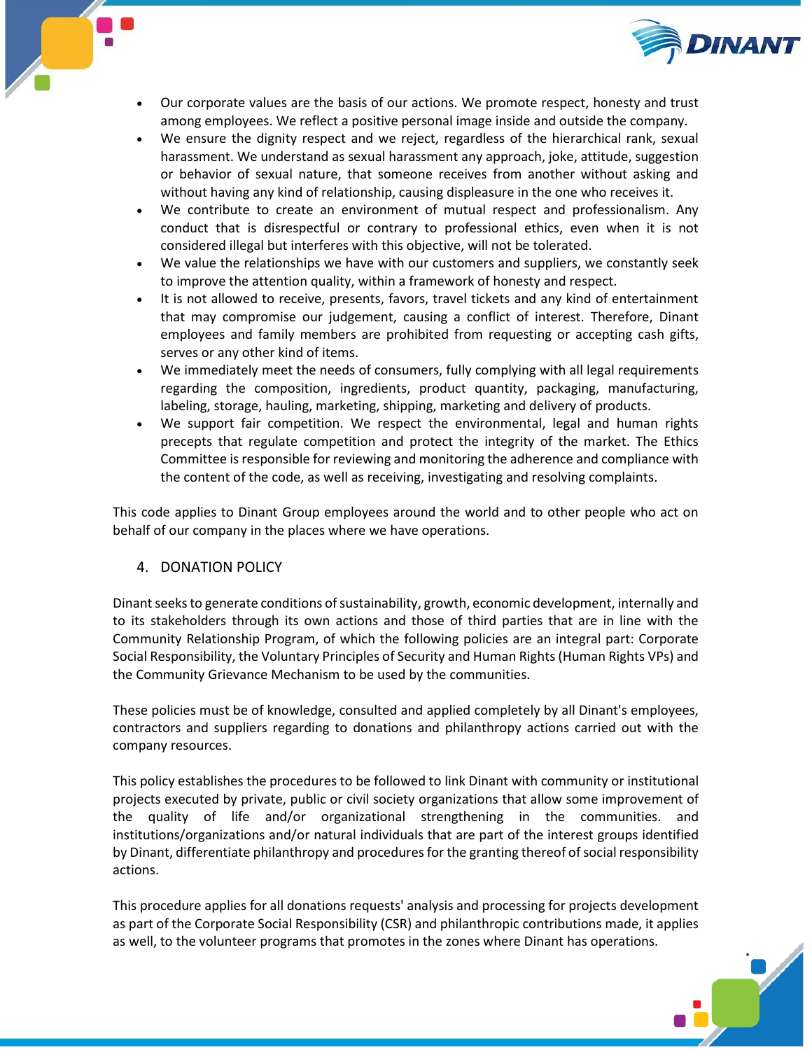- Our corporate values are the basis of our actions. We promote respect, honesty and trust among employees. We reflect a positive personal image inside and outside the company.
- We ensure the dignity respect and we reject, regardless of the hierarchical rank, sexual harassment. We understand as sexual harassment any approach, joke, attitude, suggestion or behavior of sexual nature, that someone receives from another without asking and without having any kind of relationship, causing displeasure in the one who receives it.
- We contribute to create an environment of mutual respect and professionalism. Any conduct that is disrespectful or contrary to professional ethics, even when it is not considered illegal but interferes with this objective, will not be tolerated.
- We value the relationships we have with our customers and suppliers, we constantly seek to improve the attention quality, within a framework of honesty and respect.
- It is not allowed to receive, presents, favors, travel tickets and any kind of entertainment that may compromise our judgement, causing a conflict of interest. Therefore, Dinant employees and family members are prohibited from requesting or accepting cash gifts, serves or any other kind of items.
- We immediately meet the needs of consumers, fully complying with all legal requirements regarding the composition, ingredients, product quantity, packaging, manufacturing, labeling, storage, hauling, marketing, shipping, marketing and delivery of products.
- We support fair competition. We respect the environmental, legal and human rights precepts that regulate competition and protect the integrity of the market. The Ethics Committee is responsible for reviewing and monitoring the adherence and compliance with the content of the code, as well as receiving, investigating and resolving complaints.

This code applies to Dinant Group employees around the world and to other people who act on behalf of our company in the places where we have operations.

## 4. DONATION POLICY

Dinant seeks to generate conditions of sustainability, growth, economic development, internally and to its stakeholders through its own actions and those of third parties that are in line with the Community Relationship Program, of which the following policies are an integral part: Corporate Social Responsibility, the Voluntary Principles of Security and Human Rights (Human Rights VPs) and the Community Grievance Mechanism to be used by the communities.

These policies must be of knowledge, consulted and applied completely by all Dinant's employees, contractors and suppliers regarding to donations and philanthropy actions carried out with the company resources.

This policy establishes the procedures to be followed to link Dinant with community or institutional projects executed by private, public or civil society organizations that allow some improvement of the quality of life and/or organizational strengthening in the communities. and institutions/organizations and/or natural individuals that are part of the interest groups identified by Dinant, differentiate philanthropy and procedures for the granting thereof of social responsibility actions.

This procedure applies for all donations requests' analysis and processing for projects development as part of the Corporate Social Responsibility (CSR) and philanthropic contributions made, it applies as well, to the volunteer programs that promotes in the zones where Dinant has operations.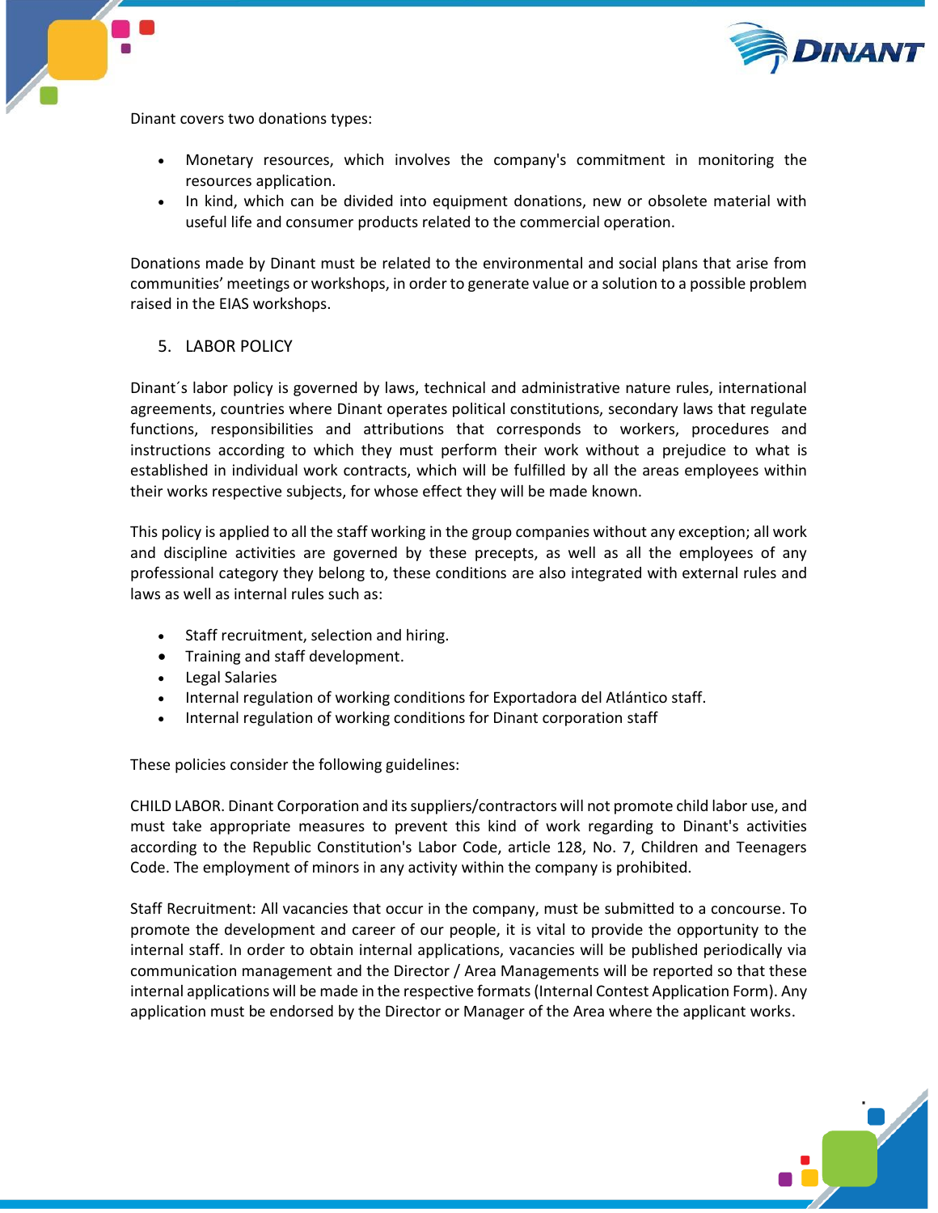Dinant covers two donations types:

- Monetary resources, which involves the company's commitment in monitoring the resources application.
- In kind, which can be divided into equipment donations, new or obsolete material with useful life and consumer products related to the commercial operation.

Donations made by Dinant must be related to the environmental and social plans that arise from communities' meetings or workshops, in order to generate value or a solution to a possible problem raised in the EIAS workshops.

## 5. LABOR POLICY

Dinant´s labor policy is governed by laws, technical and administrative nature rules, international agreements, countries where Dinant operates political constitutions, secondary laws that regulate functions, responsibilities and attributions that corresponds to workers, procedures and instructions according to which they must perform their work without a prejudice to what is established in individual work contracts, which will be fulfilled by all the areas employees within their works respective subjects, for whose effect they will be made known.

This policy is applied to all the staff working in the group companies without any exception; all work and discipline activities are governed by these precepts, as well as all the employees of any professional category they belong to, these conditions are also integrated with external rules and laws as well as internal rules such as:

- Staff recruitment, selection and hiring.
- Training and staff development.
- Legal Salaries
- Internal regulation of working conditions for Exportadora del Atlántico staff.
- Internal regulation of working conditions for Dinant corporation staff

These policies consider the following guidelines:

CHILD LABOR. Dinant Corporation and its suppliers/contractors will not promote child labor use, and must take appropriate measures to prevent this kind of work regarding to Dinant's activities according to the Republic Constitution's Labor Code, article 128, No. 7, Children and Teenagers Code. The employment of minors in any activity within the company is prohibited.

Staff Recruitment: All vacancies that occur in the company, must be submitted to a concourse. To promote the development and career of our people, it is vital to provide the opportunity to the internal staff. In order to obtain internal applications, vacancies will be published periodically via communication management and the Director / Area Managements will be reported so that these internal applications will be made in the respective formats (Internal Contest Application Form). Any application must be endorsed by the Director or Manager of the Area where the applicant works.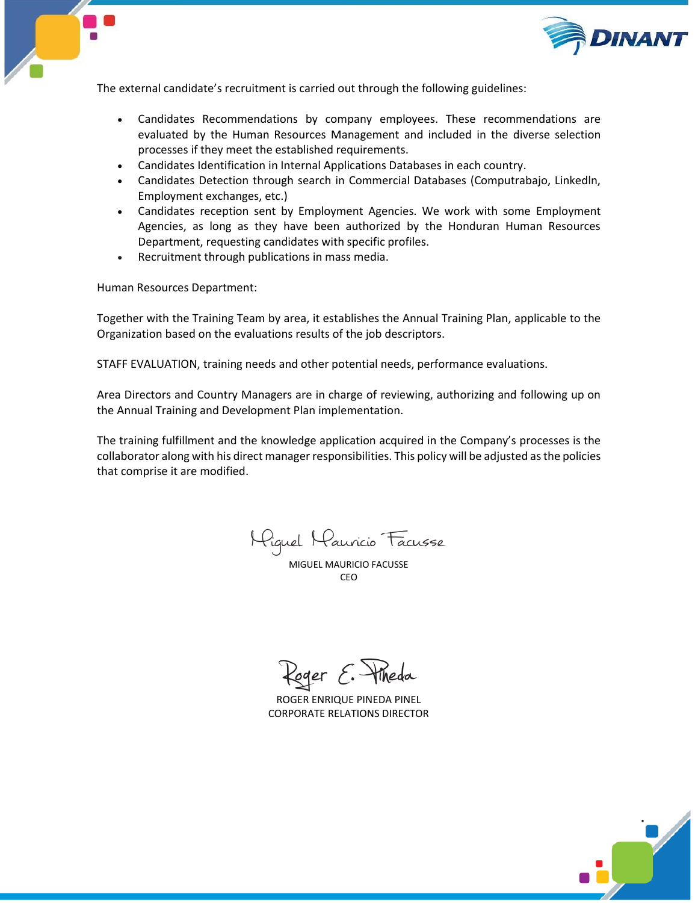The external candidate's recruitment is carried out through the following guidelines:

- Candidates Recommendations by company employees. These recommendations are evaluated by the Human Resources Management and included in the diverse selection processes if they meet the established requirements.
- Candidates Identification in Internal Applications Databases in each country.
- Candidates Detection through search in Commercial Databases (Computrabajo, Linkedln, Employment exchanges, etc.)
- Candidates reception sent by Employment Agencies. We work with some Employment Agencies, as long as they have been authorized by the Honduran Human Resources Department, requesting candidates with specific profiles.
- Recruitment through publications in mass media.

Human Resources Department:

Together with the Training Team by area, it establishes the Annual Training Plan, applicable to the Organization based on the evaluations results of the job descriptors.

STAFF EVALUATION, training needs and other potential needs, performance evaluations.

Area Directors and Country Managers are in charge of reviewing, authorizing and following up on the Annual Training and Development Plan implementation.

The training fulfillment and the knowledge application acquired in the Company's processes is the collaborator along with his direct manager responsibilities. This policy will be adjusted as the policies that comprise it are modified.

Miguel Mauricio Facusse

MIGUEL MAURICIO FACUSSE
CEO

Roger E. Pineda

ROGER ENRIQUE PINEDA PINEL
CORPORATE RELATIONS DIRECTOR